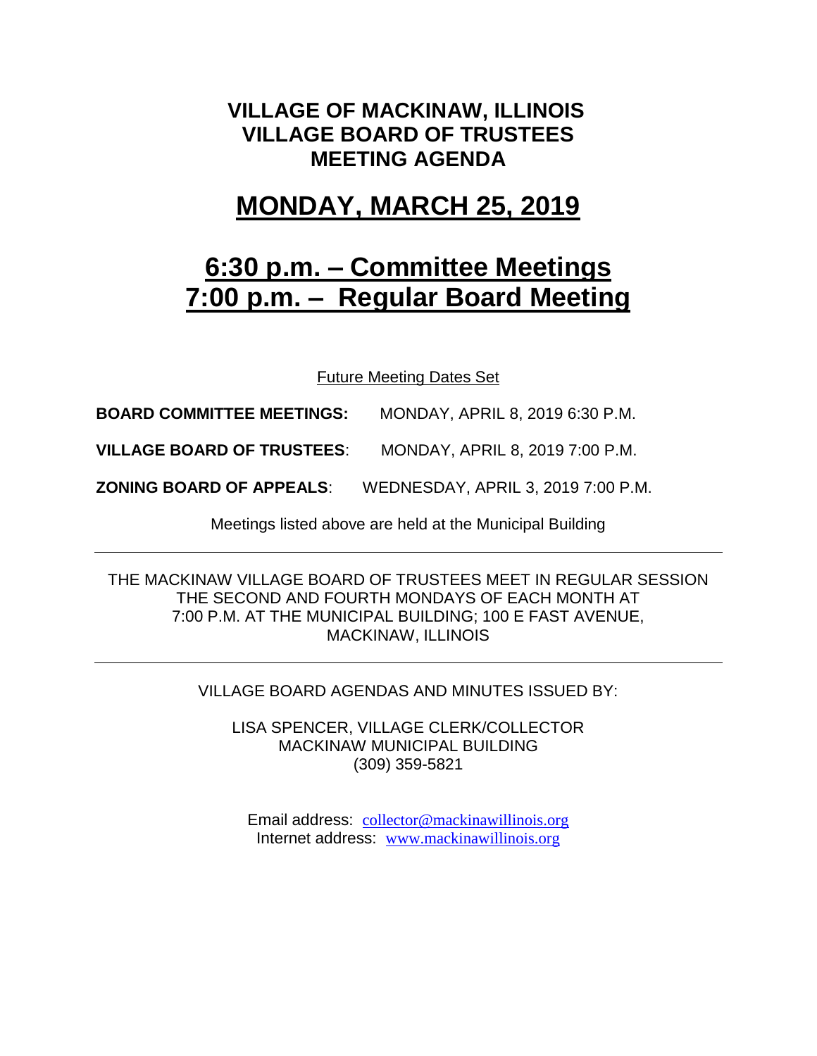# VILLAGE OF MACKINAW, ILLINOIS
# VILLAGE BOARD OF TRUSTEES
# MEETING AGENDA

## MONDAY, MARCH 25, 2019

## 6:30 p.m. – Committee Meetings
## 7:00 p.m. – Regular Board Meeting

Future Meeting Dates Set

**BOARD COMMITTEE MEETINGS:** MONDAY, APRIL 8, 2019 6:30 P.M.

**VILLAGE BOARD OF TRUSTEES**: MONDAY, APRIL 8, 2019 7:00 P.M.

**ZONING BOARD OF APPEALS**: WEDNESDAY, APRIL 3, 2019 7:00 P.M.

Meetings listed above are held at the Municipal Building

---

THE MACKINAW VILLAGE BOARD OF TRUSTEES MEET IN REGULAR SESSION THE SECOND AND FOURTH MONDAYS OF EACH MONTH AT 7:00 P.M. AT THE MUNICIPAL BUILDING; 100 E FAST AVENUE, MACKINAW, ILLINOIS

---

VILLAGE BOARD AGENDAS AND MINUTES ISSUED BY:

LISA SPENCER, VILLAGE CLERK/COLLECTOR
MACKINAW MUNICIPAL BUILDING
(309) 359-5821

Email address: collector@mackinawillinois.org
Internet address: www.mackinawillinois.org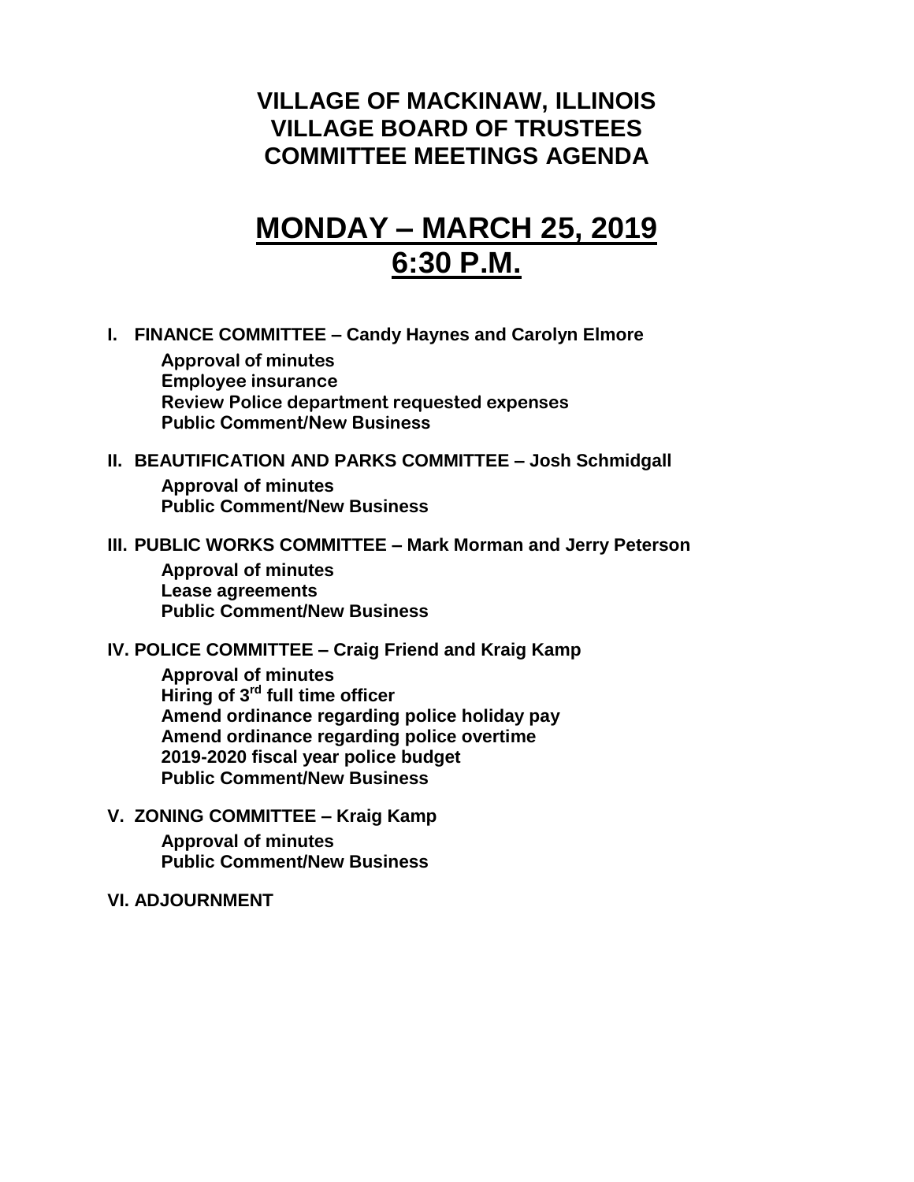# VILLAGE OF MACKINAW, ILLINOIS
# VILLAGE BOARD OF TRUSTEES
# COMMITTEE MEETINGS AGENDA

## MONDAY – MARCH 25, 2019
## 6:30 P.M.

**I. FINANCE COMMITTEE – Candy Haynes and Carolyn Elmore**

- **Approval of minutes**
- **Employee insurance**
- **Review Police department requested expenses**
- **Public Comment/New Business**

**II. BEAUTIFICATION AND PARKS COMMITTEE – Josh Schmidgall**

- **Approval of minutes**
- **Public Comment/New Business**

**III. PUBLIC WORKS COMMITTEE – Mark Morman and Jerry Peterson**

- **Approval of minutes**
- **Lease agreements**
- **Public Comment/New Business**

**IV. POLICE COMMITTEE – Craig Friend and Kraig Kamp**

- **Approval of minutes**
- **Hiring of 3rd full time officer**
- **Amend ordinance regarding police holiday pay**
- **Amend ordinance regarding police overtime**
- **2019-2020 fiscal year police budget**
- **Public Comment/New Business**

**V. ZONING COMMITTEE – Kraig Kamp**

- **Approval of minutes**
- **Public Comment/New Business**

**VI. ADJOURNMENT**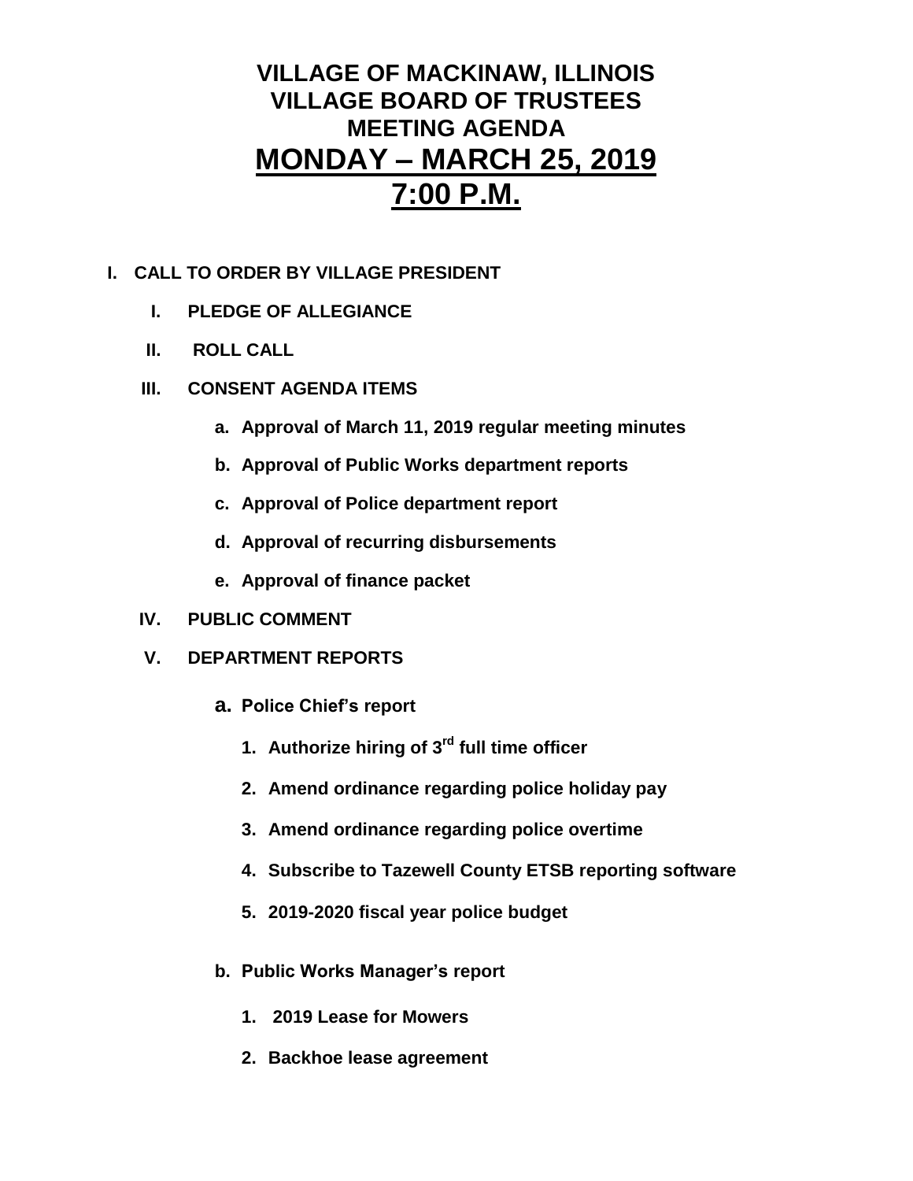# VILLAGE OF MACKINAW, ILLINOIS
# VILLAGE BOARD OF TRUSTEES
# MEETING AGENDA
# MONDAY – MARCH 25, 2019
# 7:00 P.M.

**I. CALL TO ORDER BY VILLAGE PRESIDENT**

- **I. PLEDGE OF ALLEGIANCE**
- **II. ROLL CALL**
- **III. CONSENT AGENDA ITEMS**
  - **a. Approval of March 11, 2019 regular meeting minutes**
  - **b. Approval of Public Works department reports**
  - **c. Approval of Police department report**
  - **d. Approval of recurring disbursements**
  - **e. Approval of finance packet**
- **IV. PUBLIC COMMENT**
- **V. DEPARTMENT REPORTS**
  - **a. Police Chief's report**
    1. **Authorize hiring of 3rd full time officer**
    2. **Amend ordinance regarding police holiday pay**
    3. **Amend ordinance regarding police overtime**
    4. **Subscribe to Tazewell County ETSB reporting software**
    5. **2019-2020 fiscal year police budget**
  - **b. Public Works Manager's report**
    1. **2019 Lease for Mowers**
    2. **Backhoe lease agreement**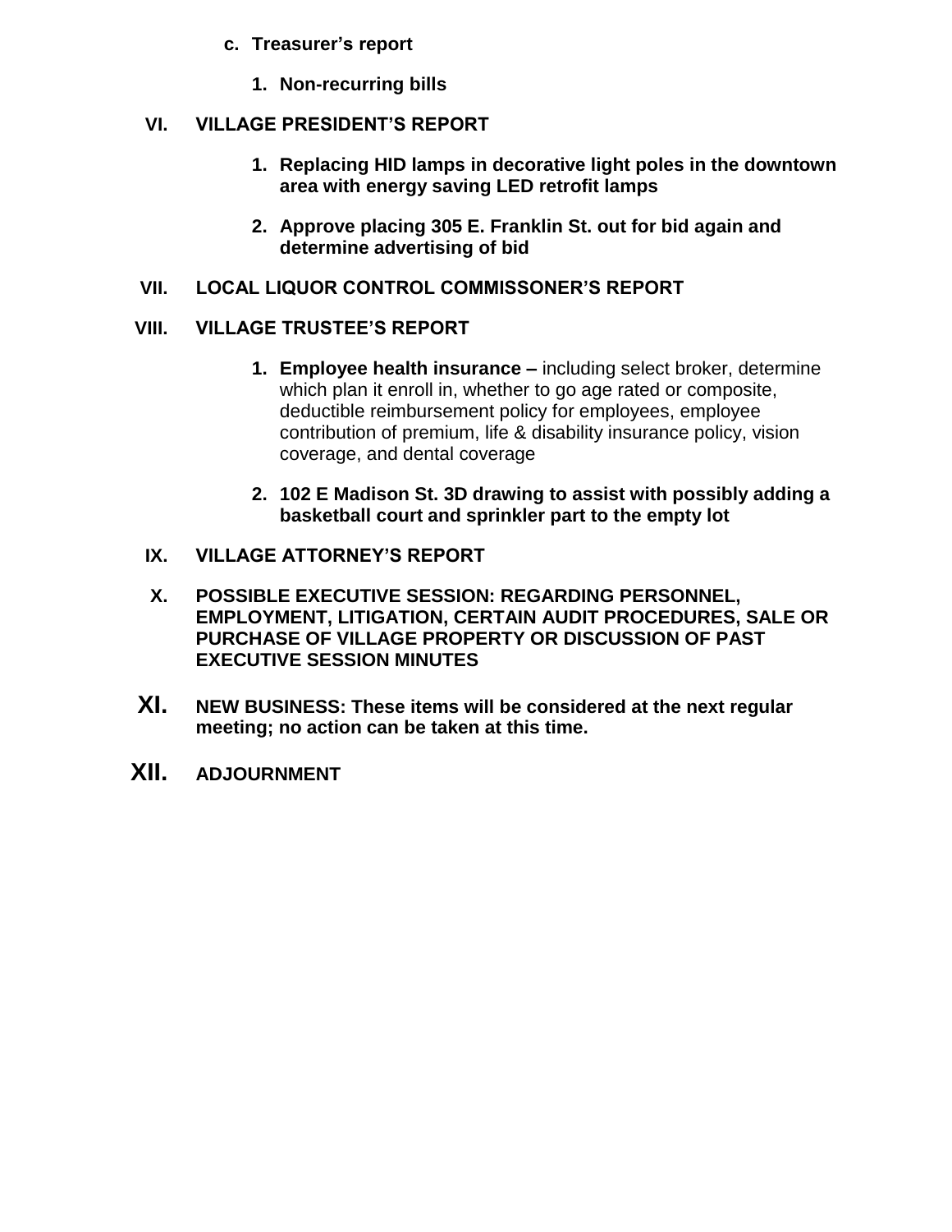- **c. Treasurer's report**
  1. **Non-recurring bills**

**VI. VILLAGE PRESIDENT'S REPORT**

1. **Replacing HID lamps in decorative light poles in the downtown area with energy saving LED retrofit lamps**
2. **Approve placing 305 E. Franklin St. out for bid again and determine advertising of bid**

**VII. LOCAL LIQUOR CONTROL COMMISSONER'S REPORT**

**VIII. VILLAGE TRUSTEE'S REPORT**

1. **Employee health insurance –** including select broker, determine which plan it enroll in, whether to go age rated or composite, deductible reimbursement policy for employees, employee contribution of premium, life & disability insurance policy, vision coverage, and dental coverage
2. **102 E Madison St. 3D drawing to assist with possibly adding a basketball court and sprinkler part to the empty lot**

**IX. VILLAGE ATTORNEY'S REPORT**

**X. POSSIBLE EXECUTIVE SESSION: REGARDING PERSONNEL, EMPLOYMENT, LITIGATION, CERTAIN AUDIT PROCEDURES, SALE OR PURCHASE OF VILLAGE PROPERTY OR DISCUSSION OF PAST EXECUTIVE SESSION MINUTES**

**XI. NEW BUSINESS: These items will be considered at the next regular meeting; no action can be taken at this time.**

**XII. ADJOURNMENT**